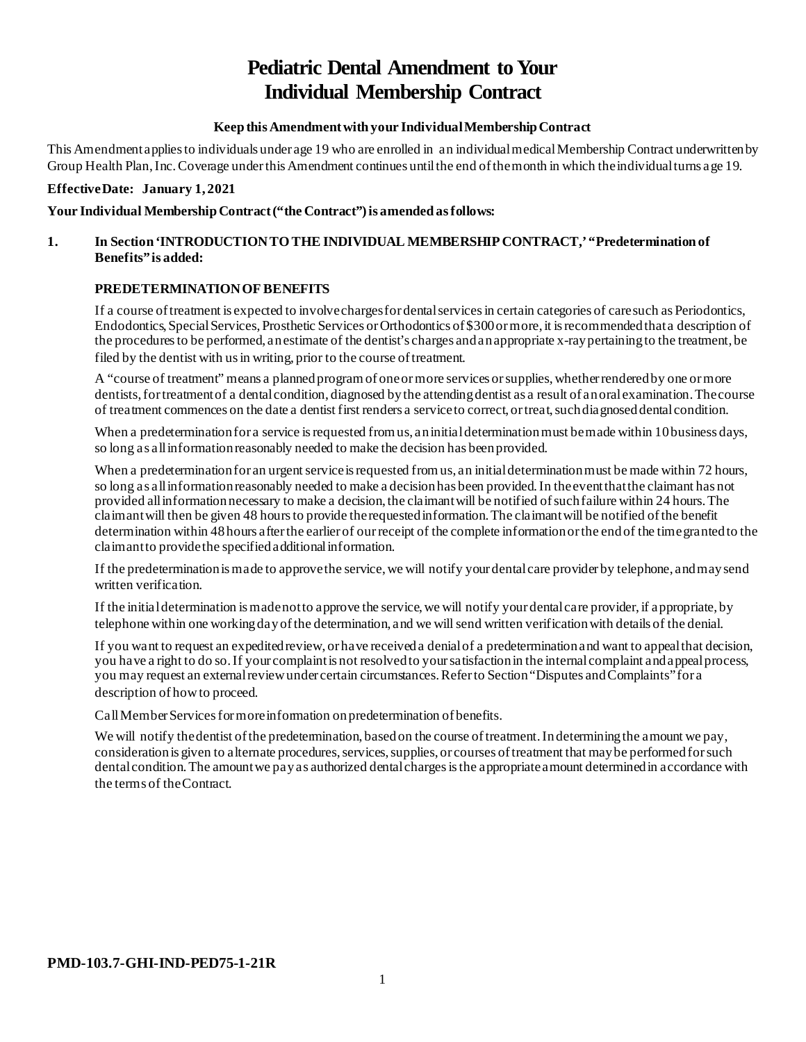# Pediatric Dental Amendment to Your Individual Membership Contract

**Keep this Amendment with your Individual Membership Contract**

This Amendment applies to individuals under age 19 who are enrolled in an individual medical Membership Contract underwritten by Group Health Plan, Inc. Coverage under this Amendment continues until the end of the month in which the individual turns age 19.

**Effective Date: January 1, 2021**

**Your Individual Membership Contract ("the Contract") is amended as follows:**

**1. In Section 'INTRODUCTION TO THE INDIVIDUAL MEMBERSHIP CONTRACT,' "Predetermination of Benefits" is added:**

**PREDETERMINATION OF BENEFITS**

If a course of treatment is expected to involve charges for dental services in certain categories of care such as Periodontics, Endodontics, Special Services, Prosthetic Services or Orthodontics of $300 or more, it is recommended that a description of the procedures to be performed, an estimate of the dentist's charges and an appropriate x-ray pertaining to the treatment, be filed by the dentist with us in writing, prior to the course of treatment.

A "course of treatment" means a planned program of one or more services or supplies, whether rendered by one or more dentists, for treatment of a dental condition, diagnosed by the attending dentist as a result of an oral examination. The course of treatment commences on the date a dentist first renders a service to correct, or treat, such diagnosed dental condition.

When a predetermination for a service is requested from us, an initial determination must be made within 10 business days, so long as all information reasonably needed to make the decision has been provided.

When a predetermination for an urgent service is requested from us, an initial determination must be made within 72 hours, so long as all information reasonably needed to make a decision has been provided. In the event that the claimant has not provided all information necessary to make a decision, the claimant will be notified of such failure within 24 hours. The claimant will then be given 48 hours to provide the requested information. The claimant will be notified of the benefit determination within 48 hours after the earlier of our receipt of the complete information or the end of the time granted to the claimant to provide the specified additional information.

If the predetermination is made to approve the service, we will notify your dental care provider by telephone, and may send written verification.

If the initial determination is made not to approve the service, we will notify your dental care provider, if appropriate, by telephone within one working day of the determination, and we will send written verification with details of the denial.

If you want to request an expedited review, or have received a denial of a predetermination and want to appeal that decision, you have a right to do so. If your complaint is not resolved to your satisfaction in the internal complaint and appeal process, you may request an external review under certain circumstances. Refer to Section "Disputes and Complaints" for a description of how to proceed.

Call Member Services for more information on predetermination of benefits.

We will notify the dentist of the predetermination, based on the course of treatment. In determining the amount we pay, consideration is given to alternate procedures, services, supplies, or courses of treatment that may be performed for such dental condition. The amount we pay as authorized dental charges is the appropriate amount determined in accordance with the terms of the Contract.

**PMD-103.7-GHI-IND-PED75-1-21R**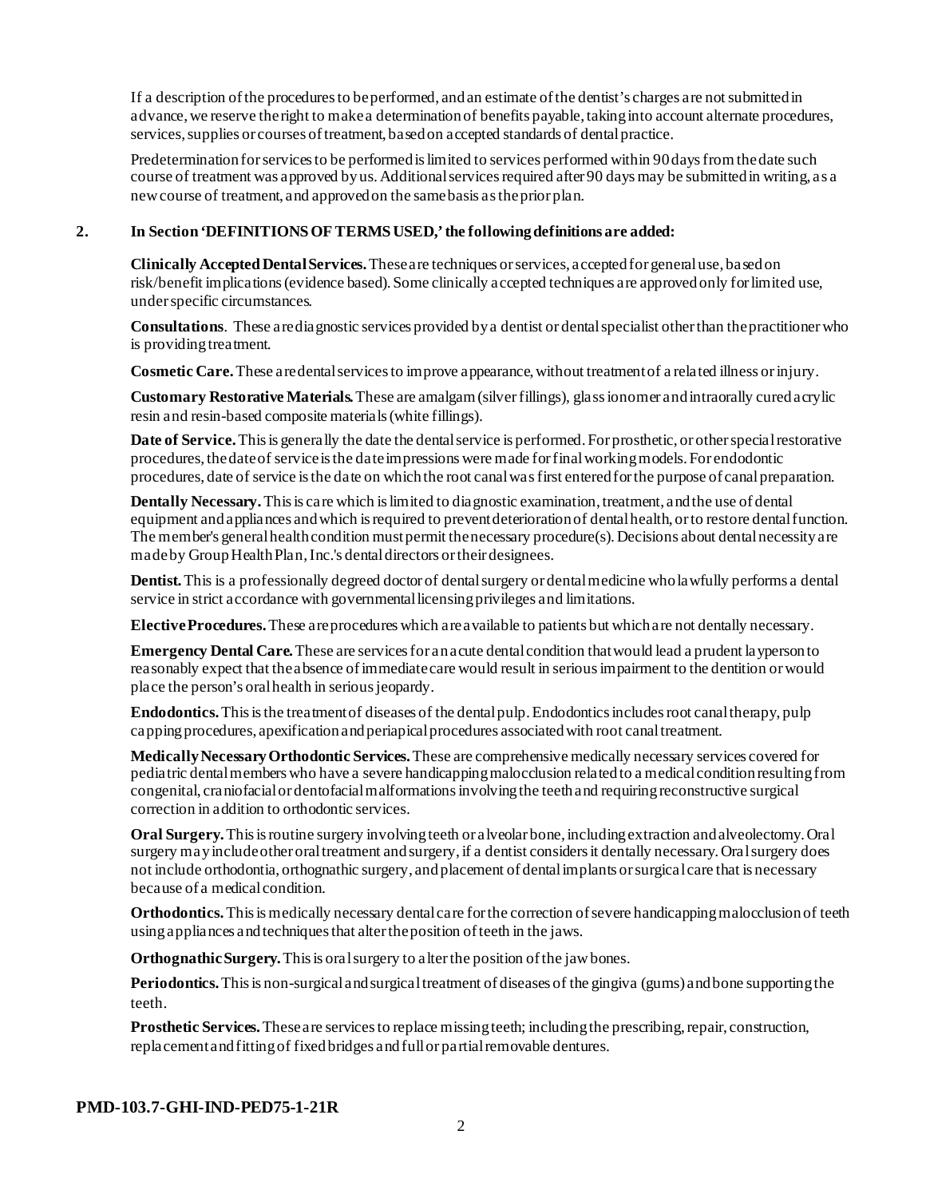If a description of the procedures to be performed, and an estimate of the dentist's charges are not submitted in advance, we reserve the right to make a determination of benefits payable, taking into account alternate procedures, services, supplies or courses of treatment, based on accepted standards of dental practice.

Predetermination for services to be performed is limited to services performed within 90 days from the date such course of treatment was approved by us. Additional services required after 90 days may be submitted in writing, as a new course of treatment, and approved on the same basis as the prior plan.

**2. In Section 'DEFINITIONS OF TERMS USED,' the following definitions are added:**

**Clinically Accepted Dental Services.** These are techniques or services, accepted for general use, based on risk/benefit implications (evidence based). Some clinically accepted techniques are approved only for limited use, under specific circumstances.

**Consultations**. These are diagnostic services provided by a dentist or dental specialist other than the practitioner who is providing treatment.

**Cosmetic Care.** These are dental services to improve appearance, without treatment of a related illness or injury.

**Customary Restorative Materials.** These are amalgam (silver fillings), glass ionomer and intraorally cured acrylic resin and resin-based composite materials (white fillings).

**Date of Service.** This is generally the date the dental service is performed. For prosthetic, or other special restorative procedures, the date of service is the date impressions were made for final working models. For endodontic procedures, date of service is the date on which the root canal was first entered for the purpose of canal preparation.

**Dentally Necessary.** This is care which is limited to diagnostic examination, treatment, and the use of dental equipment and appliances and which is required to prevent deterioration of dental health, or to restore dental function. The member's general health condition must permit the necessary procedure(s). Decisions about dental necessity are made by Group Health Plan, Inc.'s dental directors or their designees.

**Dentist.** This is a professionally degreed doctor of dental surgery or dental medicine who lawfully performs a dental service in strict accordance with governmental licensing privileges and limitations.

**Elective Procedures.** These are procedures which are available to patients but which are not dentally necessary.

**Emergency Dental Care.** These are services for an acute dental condition that would lead a prudent layperson to reasonably expect that the absence of immediate care would result in serious impairment to the dentition or would place the person's oral health in serious jeopardy.

**Endodontics.** This is the treatment of diseases of the dental pulp. Endodontics includes root canal therapy, pulp capping procedures, apexification and periapical procedures associated with root canal treatment.

**Medically Necessary Orthodontic Services.** These are comprehensive medically necessary services covered for pediatric dental members who have a severe handicapping malocclusion related to a medical condition resulting from congenital, craniofacial or dentofacial malformations involving the teeth and requiring reconstructive surgical correction in addition to orthodontic services.

**Oral Surgery.** This is routine surgery involving teeth or alveolar bone, including extraction and alveolectomy. Oral surgery may include other oral treatment and surgery, if a dentist considers it dentally necessary. Oral surgery does not include orthodontia, orthognathic surgery, and placement of dental implants or surgical care that is necessary because of a medical condition.

**Orthodontics.** This is medically necessary dental care for the correction of severe handicapping malocclusion of teeth using appliances and techniques that alter the position of teeth in the jaws.

**Orthognathic Surgery.** This is oral surgery to alter the position of the jaw bones.

**Periodontics.** This is non-surgical and surgical treatment of diseases of the gingiva (gums) and bone supporting the teeth.

**Prosthetic Services.** These are services to replace missing teeth; including the prescribing, repair, construction, replacement and fitting of fixed bridges and full or partial removable dentures.

**PMD-103.7-GHI-IND-PED75-1-21R**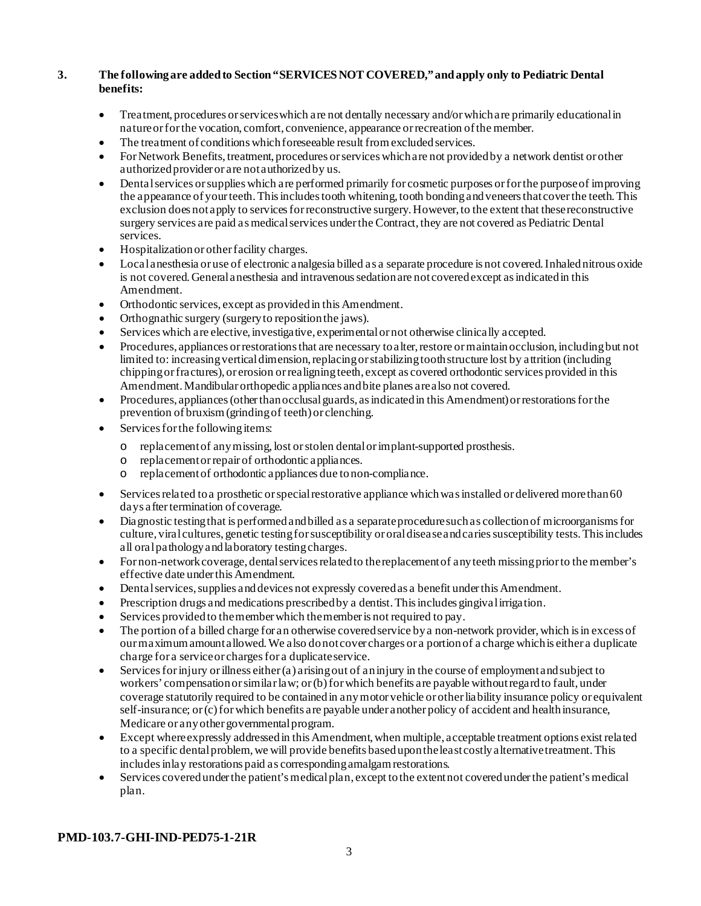**3. The following are added to Section "SERVICES NOT COVERED," and apply only to Pediatric Dental benefits:**

- Treatment, procedures or services which are not dentally necessary and/or which are primarily educational in nature or for the vocation, comfort, convenience, appearance or recreation of the member.
- The treatment of conditions which foreseeable result from excluded services.
- For Network Benefits, treatment, procedures or services which are not provided by a network dentist or other authorized provider or are not authorized by us.
- Dental services or supplies which are performed primarily for cosmetic purposes or for the purpose of improving the appearance of your teeth. This includes tooth whitening, tooth bonding and veneers that cover the teeth. This exclusion does not apply to services for reconstructive surgery. However, to the extent that these reconstructive surgery services are paid as medical services under the Contract, they are not covered as Pediatric Dental services.
- Hospitalization or other facility charges.
- Local anesthesia or use of electronic analgesia billed as a separate procedure is not covered. Inhaled nitrous oxide is not covered. General anesthesia and intravenous sedation are not covered except as indicated in this Amendment.
- Orthodontic services, except as provided in this Amendment.
- Orthognathic surgery (surgery to reposition the jaws).
- Services which are elective, investigative, experimental or not otherwise clinically accepted.
- Procedures, appliances or restorations that are necessary to alter, restore or maintain occlusion, including but not limited to: increasing vertical dimension, replacing or stabilizing tooth structure lost by attrition (including chipping or fractures), or erosion or realigning teeth, except as covered orthodontic services provided in this Amendment. Mandibular orthopedic appliances and bite planes are also not covered.
- Procedures, appliances (other than occlusal guards, as indicated in this Amendment) or restorations for the prevention of bruxism (grinding of teeth) or clenching.
- Services for the following items:
  - replacement of any missing, lost or stolen dental or implant-supported prosthesis.
  - replacement or repair of orthodontic appliances.
  - replacement of orthodontic appliances due to non-compliance.
- Services related to a prosthetic or special restorative appliance which was installed or delivered more than 60 days after termination of coverage.
- Diagnostic testing that is performed and billed as a separate procedure such as collection of microorganisms for culture, viral cultures, genetic testing for susceptibility or oral disease and caries susceptibility tests. This includes all oral pathology and laboratory testing charges.
- For non-network coverage, dental services related to the replacement of any teeth missing prior to the member's effective date under this Amendment.
- Dental services, supplies and devices not expressly covered as a benefit under this Amendment.
- Prescription drugs and medications prescribed by a dentist. This includes gingival irrigation.
- Services provided to the member which the member is not required to pay.
- The portion of a billed charge for an otherwise covered service by a non-network provider, which is in excess of our maximum amount allowed. We also do not cover charges or a portion of a charge which is either a duplicate charge for a service or charges for a duplicate service.
- Services for injury or illness either (a) arising out of an injury in the course of employment and subject to workers' compensation or similar law; or (b) for which benefits are payable without regard to fault, under coverage statutorily required to be contained in any motor vehicle or other liability insurance policy or equivalent self-insurance; or (c) for which benefits are payable under another policy of accident and health insurance, Medicare or any other governmental program.
- Except where expressly addressed in this Amendment, when multiple, acceptable treatment options exist related to a specific dental problem, we will provide benefits based upon the least costly alternative treatment. This includes inlay restorations paid as corresponding amalgam restorations.
- Services covered under the patient's medical plan, except to the extent not covered under the patient's medical plan.

**PMD-103.7-GHI-IND-PED75-1-21R**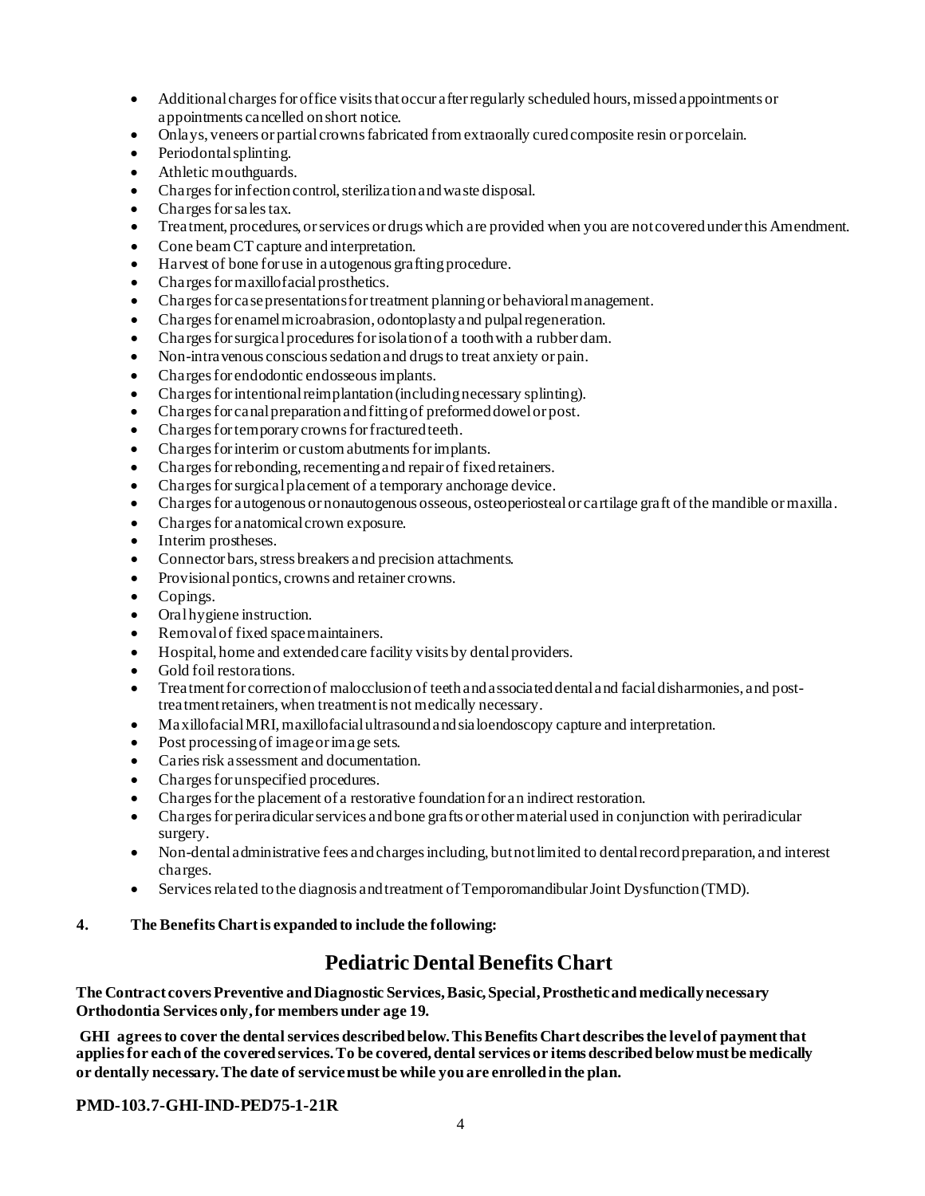- Additional charges for office visits that occur after regularly scheduled hours, missed appointments or appointments cancelled on short notice.
- Onlays, veneers or partial crowns fabricated from extraorally cured composite resin or porcelain.
- Periodontal splinting.
- Athletic mouthguards.
- Charges for infection control, sterilization and waste disposal.
- Charges for sales tax.
- Treatment, procedures, or services or drugs which are provided when you are not covered under this Amendment.
- Cone beam CT capture and interpretation.
- Harvest of bone for use in autogenous grafting procedure.
- Charges for maxillofacial prosthetics.
- Charges for case presentations for treatment planning or behavioral management.
- Charges for enamel microabrasion, odontoplasty and pulpal regeneration.
- Charges for surgical procedures for isolation of a tooth with a rubber dam.
- Non-intravenous conscious sedation and drugs to treat anxiety or pain.
- Charges for endodontic endosseous implants.
- Charges for intentional reimplantation (including necessary splinting).
- Charges for canal preparation and fitting of preformed dowel or post.
- Charges for temporary crowns for fractured teeth.
- Charges for interim or custom abutments for implants.
- Charges for rebonding, recementing and repair of fixed retainers.
- Charges for surgical placement of a temporary anchorage device.
- Charges for autogenous or nonautogenous osseous, osteoperiosteal or cartilage graft of the mandible or maxilla.
- Charges for anatomical crown exposure.
- Interim prostheses.
- Connector bars, stress breakers and precision attachments.
- Provisional pontics, crowns and retainer crowns.
- Copings.
- Oral hygiene instruction.
- Removal of fixed space maintainers.
- Hospital, home and extended care facility visits by dental providers.
- Gold foil restorations.
- Treatment for correction of malocclusion of teeth and associated dental and facial disharmonies, and post-treatment retainers, when treatment is not medically necessary.
- Maxillofacial MRI, maxillofacial ultrasound and sialoendoscopy capture and interpretation.
- Post processing of image or image sets.
- Caries risk assessment and documentation.
- Charges for unspecified procedures.
- Charges for the placement of a restorative foundation for an indirect restoration.
- Charges for periradicular services and bone grafts or other material used in conjunction with periradicular surgery.
- Non-dental administrative fees and charges including, but not limited to dental record preparation, and interest charges.
- Services related to the diagnosis and treatment of Temporomandibular Joint Dysfunction (TMD).

**4. The Benefits Chart is expanded to include the following:**

# Pediatric Dental Benefits Chart

**The Contract covers Preventive and Diagnostic Services, Basic, Special, Prosthetic and medically necessary Orthodontia Services only, for members under age 19.**

**GHI agrees to cover the dental services described below. This Benefits Chart describes the level of payment that applies for each of the covered services. To be covered, dental services or items described below must be medically or dentally necessary. The date of service must be while you are enrolled in the plan.**

**PMD-103.7-GHI-IND-PED75-1-21R**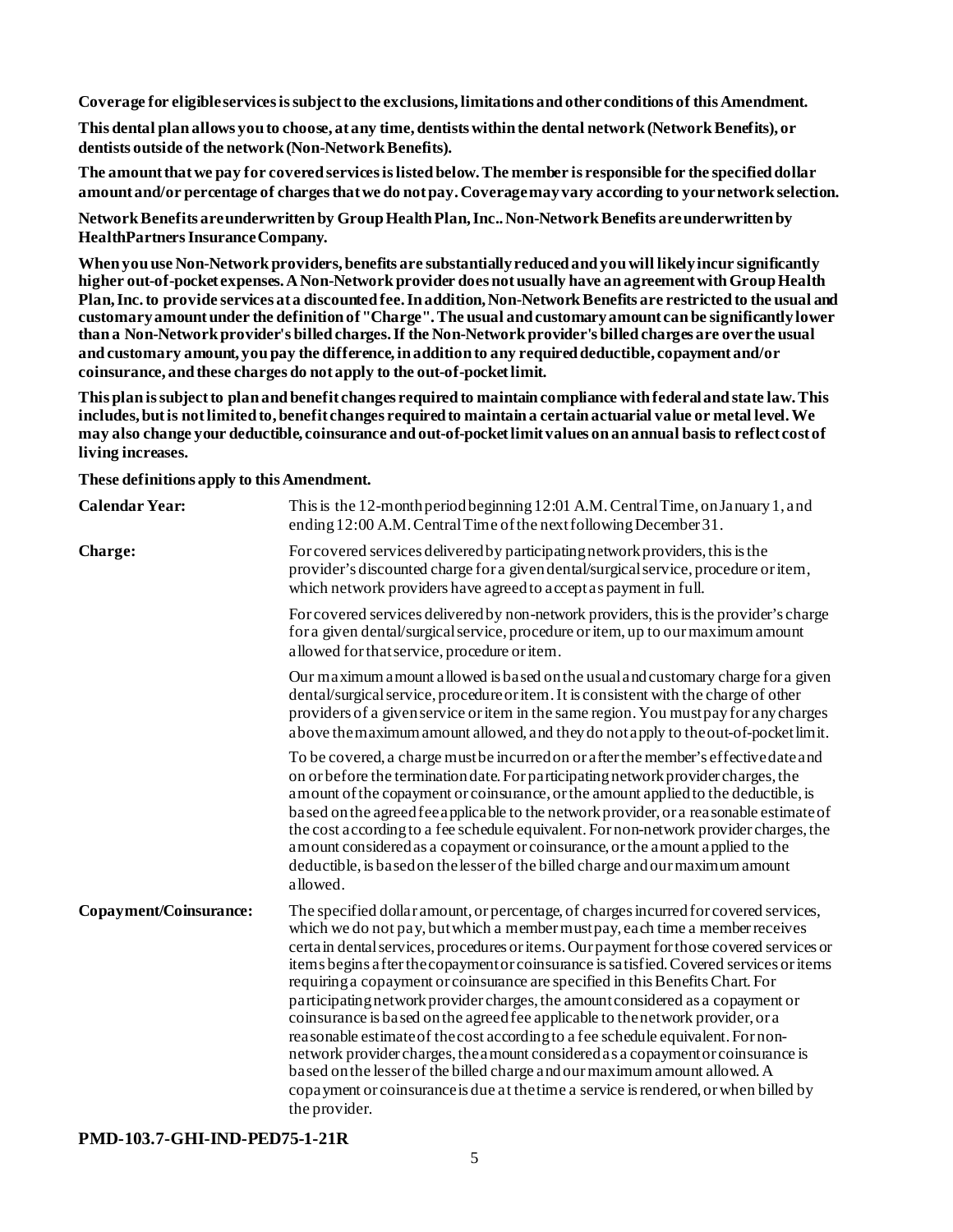**Coverage for eligible services is subject to the exclusions, limitations and other conditions of this Amendment.**

**This dental plan allows you to choose, at any time, dentists within the dental network (Network Benefits), or dentists outside of the network (Non-Network Benefits).**

**The amount that we pay for covered services is listed below. The member is responsible for the specified dollar amount and/or percentage of charges that we do not pay. Coverage may vary according to your network selection.**

**Network Benefits are underwritten by Group Health Plan, Inc.. Non-Network Benefits are underwritten by HealthPartners Insurance Company.**

**When you use Non-Network providers, benefits are substantially reduced and you will likely incur significantly higher out-of-pocket expenses. A Non-Network provider does not usually have an agreement with Group Health Plan, Inc. to provide services at a discounted fee. In addition, Non-Network Benefits are restricted to the usual and customary amount under the definition of "Charge". The usual and customary amount can be significantly lower than a Non-Network provider's billed charges. If the Non-Network provider's billed charges are over the usual and customary amount, you pay the difference, in addition to any required deductible, copayment and/or coinsurance, and these charges do not apply to the out-of-pocket limit.**

**This plan is subject to plan and benefit changes required to maintain compliance with federal and state law. This includes, but is not limited to, benefit changes required to maintain a certain actuarial value or metal level. We may also change your deductible, coinsurance and out-of-pocket limit values on an annual basis to reflect cost of living increases.**

**These definitions apply to this Amendment.**

| | |
|---|---|
| **Calendar Year:** | This is the 12-month period beginning 12:01 A.M. Central Time, on January 1, and ending 12:00 A.M. Central Time of the next following December 31. |
| **Charge:** | For covered services delivered by participating network providers, this is the provider's discounted charge for a given dental/surgical service, procedure or item, which network providers have agreed to accept as payment in full. |
| | For covered services delivered by non-network providers, this is the provider's charge for a given dental/surgical service, procedure or item, up to our maximum amount allowed for that service, procedure or item. |
| | Our maximum amount allowed is based on the usual and customary charge for a given dental/surgical service, procedure or item. It is consistent with the charge of other providers of a given service or item in the same region. You must pay for any charges above the maximum amount allowed, and they do not apply to the out-of-pocket limit. |
| | To be covered, a charge must be incurred on or after the member's effective date and on or before the termination date. For participating network provider charges, the amount of the copayment or coinsurance, or the amount applied to the deductible, is based on the agreed fee applicable to the network provider, or a reasonable estimate of the cost according to a fee schedule equivalent. For non-network provider charges, the amount considered as a copayment or coinsurance, or the amount applied to the deductible, is based on the lesser of the billed charge and our maximum amount allowed. |
| **Copayment/Coinsurance:** | The specified dollar amount, or percentage, of charges incurred for covered services, which we do not pay, but which a member must pay, each time a member receives certain dental services, procedures or items. Our payment for those covered services or items begins after the copayment or coinsurance is satisfied. Covered services or items requiring a copayment or coinsurance are specified in this Benefits Chart. For participating network provider charges, the amount considered as a copayment or coinsurance is based on the agreed fee applicable to the network provider, or a reasonable estimate of the cost according to a fee schedule equivalent. For non-network provider charges, the amount considered as a copayment or coinsurance is based on the lesser of the billed charge and our maximum amount allowed. A copayment or coinsurance is due at the time a service is rendered, or when billed by the provider. |

**PMD-103.7-GHI-IND-PED75-1-21R**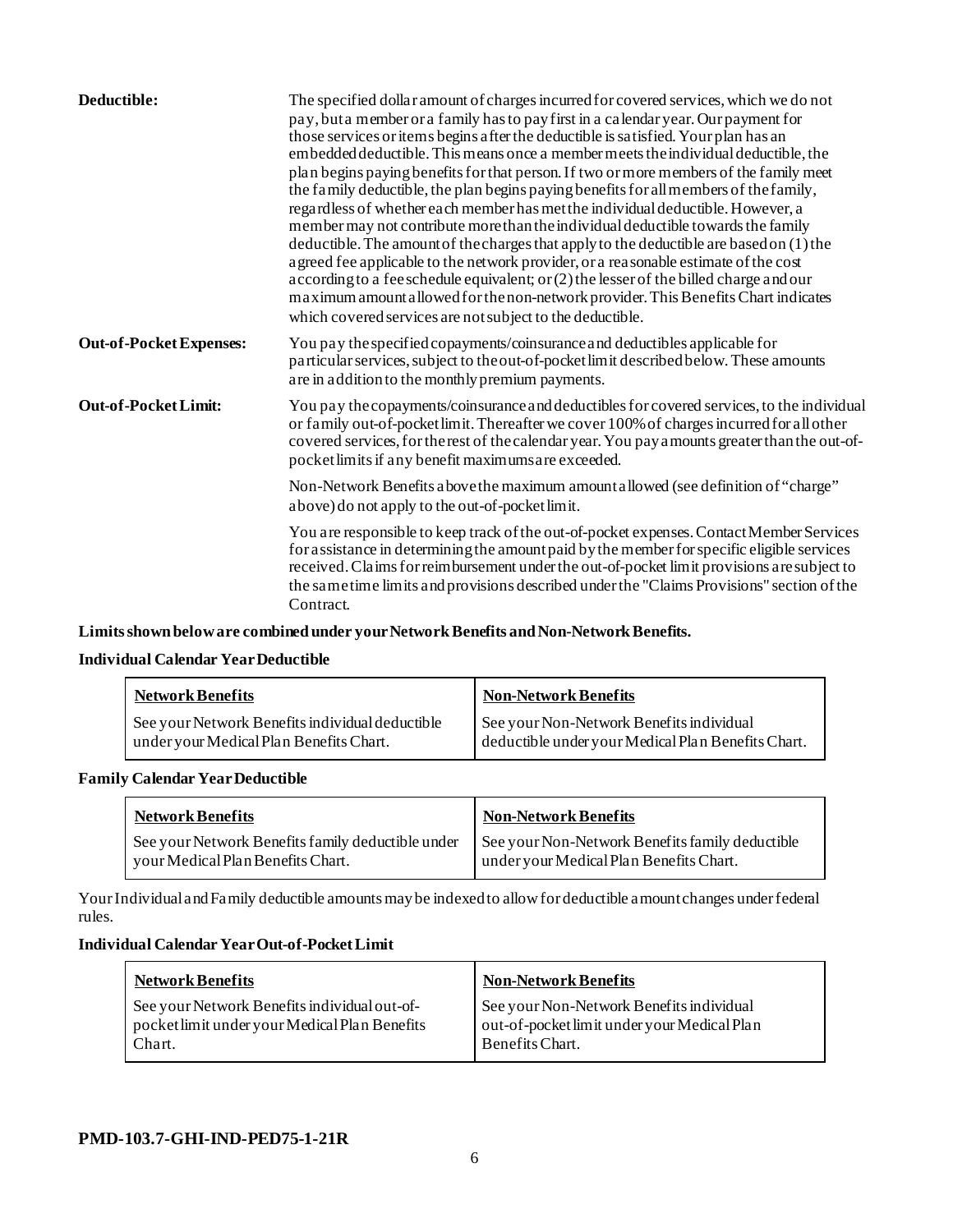| | |
|---|---|
| **Deductible:** | The specified dollar amount of charges incurred for covered services, which we do not pay, but a member or a family has to pay first in a calendar year. Our payment for those services or items begins after the deductible is satisfied. Your plan has an embedded deductible. This means once a member meets the individual deductible, the plan begins paying benefits for that person. If two or more members of the family meet the family deductible, the plan begins paying benefits for all members of the family, regardless of whether each member has met the individual deductible. However, a member may not contribute more than the individual deductible towards the family deductible. The amount of the charges that apply to the deductible are based on (1) the agreed fee applicable to the network provider, or a reasonable estimate of the cost according to a fee schedule equivalent; or (2) the lesser of the billed charge and our maximum amount allowed for the non-network provider. This Benefits Chart indicates which covered services are not subject to the deductible. |
| **Out-of-Pocket Expenses:** | You pay the specified copayments/coinsurance and deductibles applicable for particular services, subject to the out-of-pocket limit described below. These amounts are in addition to the monthly premium payments. |
| **Out-of-Pocket Limit:** | You pay the copayments/coinsurance and deductibles for covered services, to the individual or family out-of-pocket limit. Thereafter we cover 100% of charges incurred for all other covered services, for the rest of the calendar year. You pay amounts greater than the out-of-pocket limits if any benefit maximums are exceeded.<br><br>Non-Network Benefits above the maximum amount allowed (see definition of "charge" above) do not apply to the out-of-pocket limit.<br><br>You are responsible to keep track of the out-of-pocket expenses. Contact Member Services for assistance in determining the amount paid by the member for specific eligible services received. Claims for reimbursement under the out-of-pocket limit provisions are subject to the same time limits and provisions described under the "Claims Provisions" section of the Contract. |

**Limits shown below are combined under your Network Benefits and Non-Network Benefits.**

**Individual Calendar Year Deductible**

| Network Benefits | Non-Network Benefits |
|---|---|
| See your Network Benefits individual deductible under your Medical Plan Benefits Chart. | See your Non-Network Benefits individual deductible under your Medical Plan Benefits Chart. |

**Family Calendar Year Deductible**

| Network Benefits | Non-Network Benefits |
|---|---|
| See your Network Benefits family deductible under your Medical Plan Benefits Chart. | See your Non-Network Benefits family deductible under your Medical Plan Benefits Chart. |

Your Individual and Family deductible amounts may be indexed to allow for deductible amount changes under federal rules.

**Individual Calendar Year Out-of-Pocket Limit**

| Network Benefits | Non-Network Benefits |
|---|---|
| See your Network Benefits individual out-of-pocket limit under your Medical Plan Benefits Chart. | See your Non-Network Benefits individual out-of-pocket limit under your Medical Plan Benefits Chart. |

**PMD-103.7-GHI-IND-PED75-1-21R**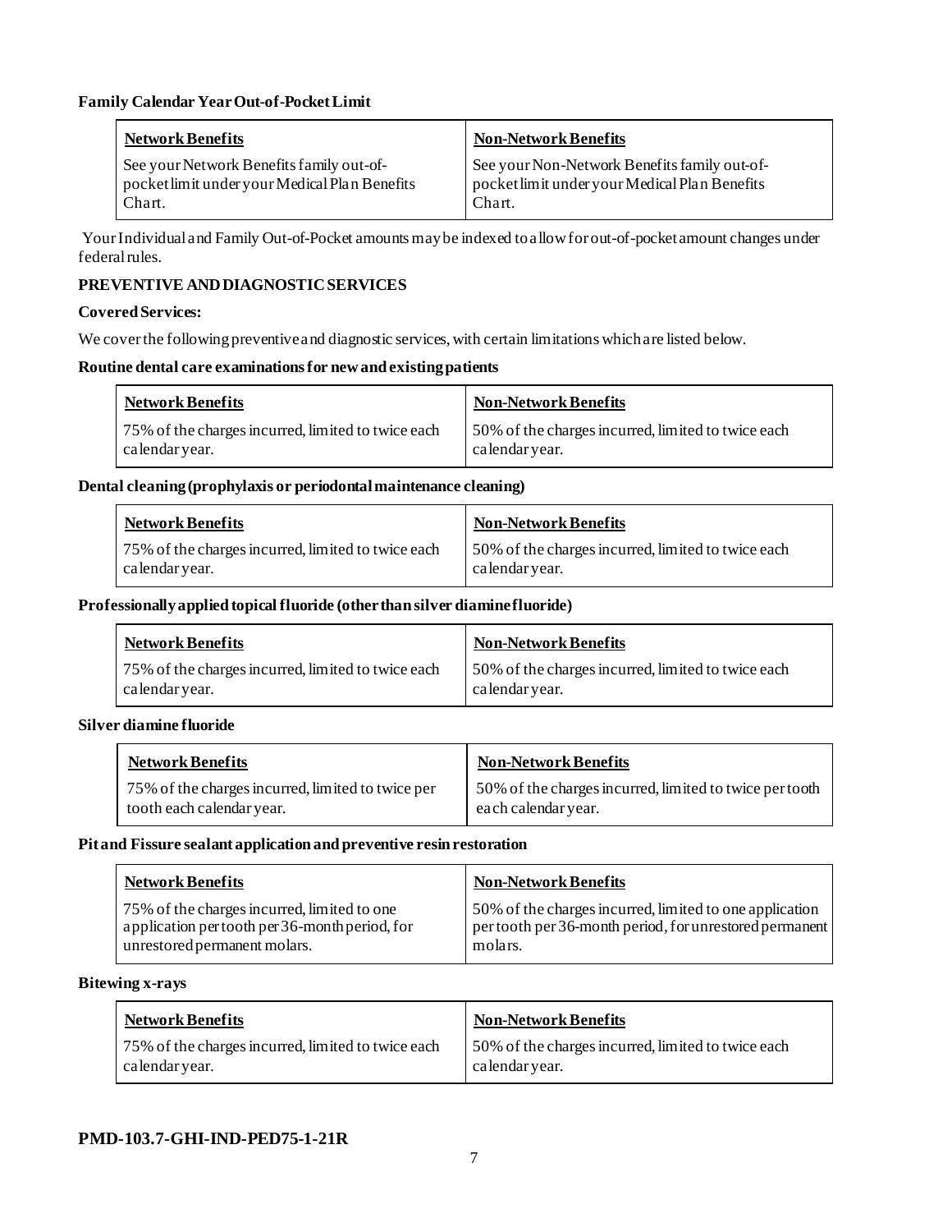**Family Calendar Year Out-of-Pocket Limit**

| Network Benefits | Non-Network Benefits |
|---|---|
| See your Network Benefits family out-of-pocket limit under your Medical Plan Benefits Chart. | See your Non-Network Benefits family out-of-pocket limit under your Medical Plan Benefits Chart. |

Your Individual and Family Out-of-Pocket amounts may be indexed to allow for out-of-pocket amount changes under federal rules.

**PREVENTIVE AND DIAGNOSTIC SERVICES**

**Covered Services:**

We cover the following preventive and diagnostic services, with certain limitations which are listed below.

**Routine dental care examinations for new and existing patients**

| Network Benefits | Non-Network Benefits |
|---|---|
| 75% of the charges incurred, limited to twice each calendar year. | 50% of the charges incurred, limited to twice each calendar year. |

**Dental cleaning (prophylaxis or periodontal maintenance cleaning)**

| Network Benefits | Non-Network Benefits |
|---|---|
| 75% of the charges incurred, limited to twice each calendar year. | 50% of the charges incurred, limited to twice each calendar year. |

**Professionally applied topical fluoride (other than silver diamine fluoride)**

| Network Benefits | Non-Network Benefits |
|---|---|
| 75% of the charges incurred, limited to twice each calendar year. | 50% of the charges incurred, limited to twice each calendar year. |

**Silver diamine fluoride**

| Network Benefits | Non-Network Benefits |
|---|---|
| 75% of the charges incurred, limited to twice per tooth each calendar year. | 50% of the charges incurred, limited to twice per tooth each calendar year. |

**Pit and Fissure sealant application and preventive resin restoration**

| Network Benefits | Non-Network Benefits |
|---|---|
| 75% of the charges incurred, limited to one application per tooth per 36-month period, for unrestored permanent molars. | 50% of the charges incurred, limited to one application per tooth per 36-month period, for unrestored permanent molars. |

**Bitewing x-rays**

| Network Benefits | Non-Network Benefits |
|---|---|
| 75% of the charges incurred, limited to twice each calendar year. | 50% of the charges incurred, limited to twice each calendar year. |

**PMD-103.7-GHI-IND-PED75-1-21R**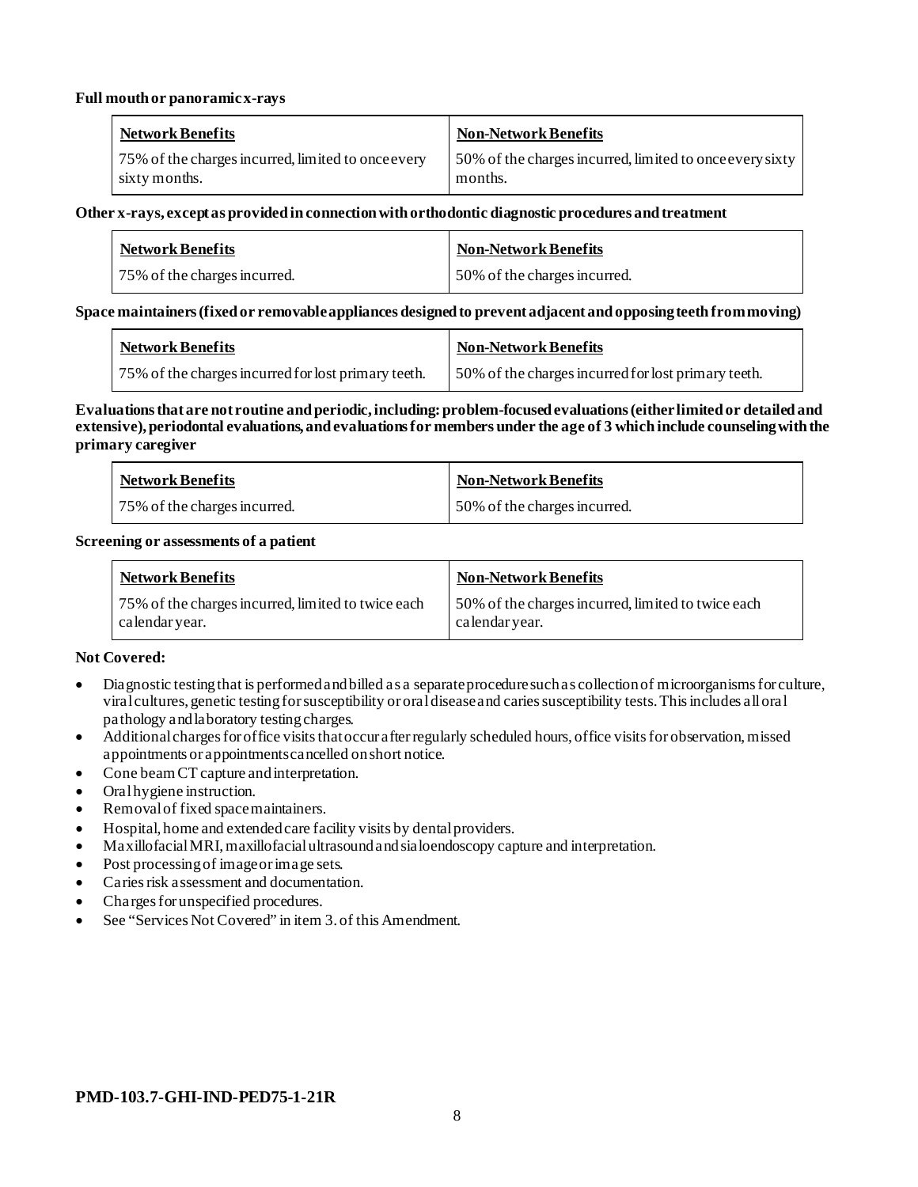**Full mouth or panoramic x-rays**

| Network Benefits | Non-Network Benefits |
|---|---|
| 75% of the charges incurred, limited to once every sixty months. | 50% of the charges incurred, limited to once every sixty months. |

**Other x-rays, except as provided in connection with orthodontic diagnostic procedures and treatment**

| Network Benefits | Non-Network Benefits |
|---|---|
| 75% of the charges incurred. | 50% of the charges incurred. |

**Space maintainers (fixed or removable appliances designed to prevent adjacent and opposing teeth from moving)**

| Network Benefits | Non-Network Benefits |
|---|---|
| 75% of the charges incurred for lost primary teeth. | 50% of the charges incurred for lost primary teeth. |

**Evaluations that are not routine and periodic, including: problem-focused evaluations (either limited or detailed and extensive), periodontal evaluations, and evaluations for members under the age of 3 which include counseling with the primary caregiver**

| Network Benefits | Non-Network Benefits |
|---|---|
| 75% of the charges incurred. | 50% of the charges incurred. |

**Screening or assessments of a patient**

| Network Benefits | Non-Network Benefits |
|---|---|
| 75% of the charges incurred, limited to twice each calendar year. | 50% of the charges incurred, limited to twice each calendar year. |

**Not Covered:**

- Diagnostic testing that is performed and billed as a separate procedure such as collection of microorganisms for culture, viral cultures, genetic testing for susceptibility or oral disease and caries susceptibility tests. This includes all oral pathology and laboratory testing charges.
- Additional charges for office visits that occur after regularly scheduled hours, office visits for observation, missed appointments or appointments cancelled on short notice.
- Cone beam CT capture and interpretation.
- Oral hygiene instruction.
- Removal of fixed space maintainers.
- Hospital, home and extended care facility visits by dental providers.
- Maxillofacial MRI, maxillofacial ultrasound and sialoendoscopy capture and interpretation.
- Post processing of image or image sets.
- Caries risk assessment and documentation.
- Charges for unspecified procedures.
- See "Services Not Covered" in item 3. of this Amendment.

**PMD-103.7-GHI-IND-PED75-1-21R**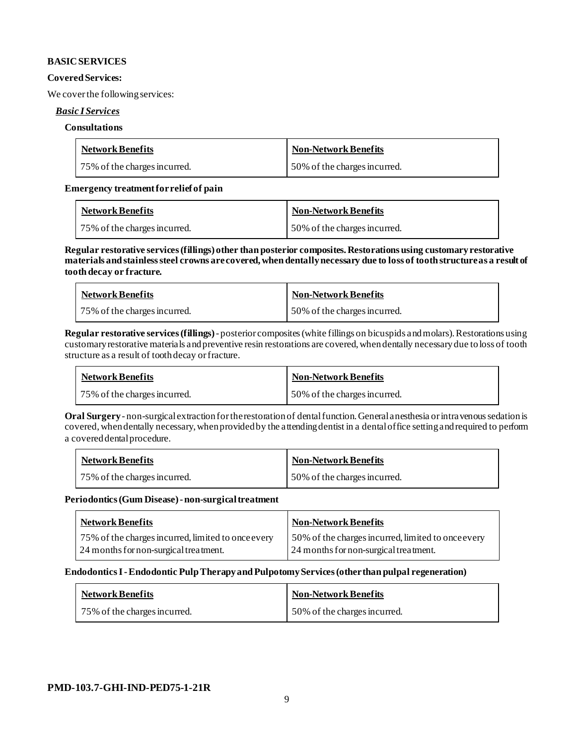**BASIC SERVICES**

**Covered Services:**

We cover the following services:

***Basic I Services***

**Consultations**

| Network Benefits | Non-Network Benefits |
|---|---|
| 75% of the charges incurred. | 50% of the charges incurred. |

**Emergency treatment for relief of pain**

| Network Benefits | Non-Network Benefits |
|---|---|
| 75% of the charges incurred. | 50% of the charges incurred. |

**Regular restorative services (fillings) other than posterior composites. Restorations using customary restorative materials and stainless steel crowns are covered, when dentally necessary due to loss of tooth structure as a result of tooth decay or fracture.**

| Network Benefits | Non-Network Benefits |
|---|---|
| 75% of the charges incurred. | 50% of the charges incurred. |

**Regular restorative services (fillings)** - posterior composites (white fillings on bicuspids and molars). Restorations using customary restorative materials and preventive resin restorations are covered, when dentally necessary due to loss of tooth structure as a result of tooth decay or fracture.

| Network Benefits | Non-Network Benefits |
|---|---|
| 75% of the charges incurred. | 50% of the charges incurred. |

**Oral Surgery** - non-surgical extraction for the restoration of dental function. General anesthesia or intravenous sedation is covered, when dentally necessary, when provided by the attending dentist in a dental office setting and required to perform a covered dental procedure.

| Network Benefits | Non-Network Benefits |
|---|---|
| 75% of the charges incurred. | 50% of the charges incurred. |

**Periodontics (Gum Disease) - non-surgical treatment**

| Network Benefits | Non-Network Benefits |
|---|---|
| 75% of the charges incurred, limited to once every 24 months for non-surgical treatment. | 50% of the charges incurred, limited to once every 24 months for non-surgical treatment. |

**Endodontics I - Endodontic Pulp Therapy and Pulpotomy Services (other than pulpal regeneration)**

| Network Benefits | Non-Network Benefits |
|---|---|
| 75% of the charges incurred. | 50% of the charges incurred. |

**PMD-103.7-GHI-IND-PED75-1-21R**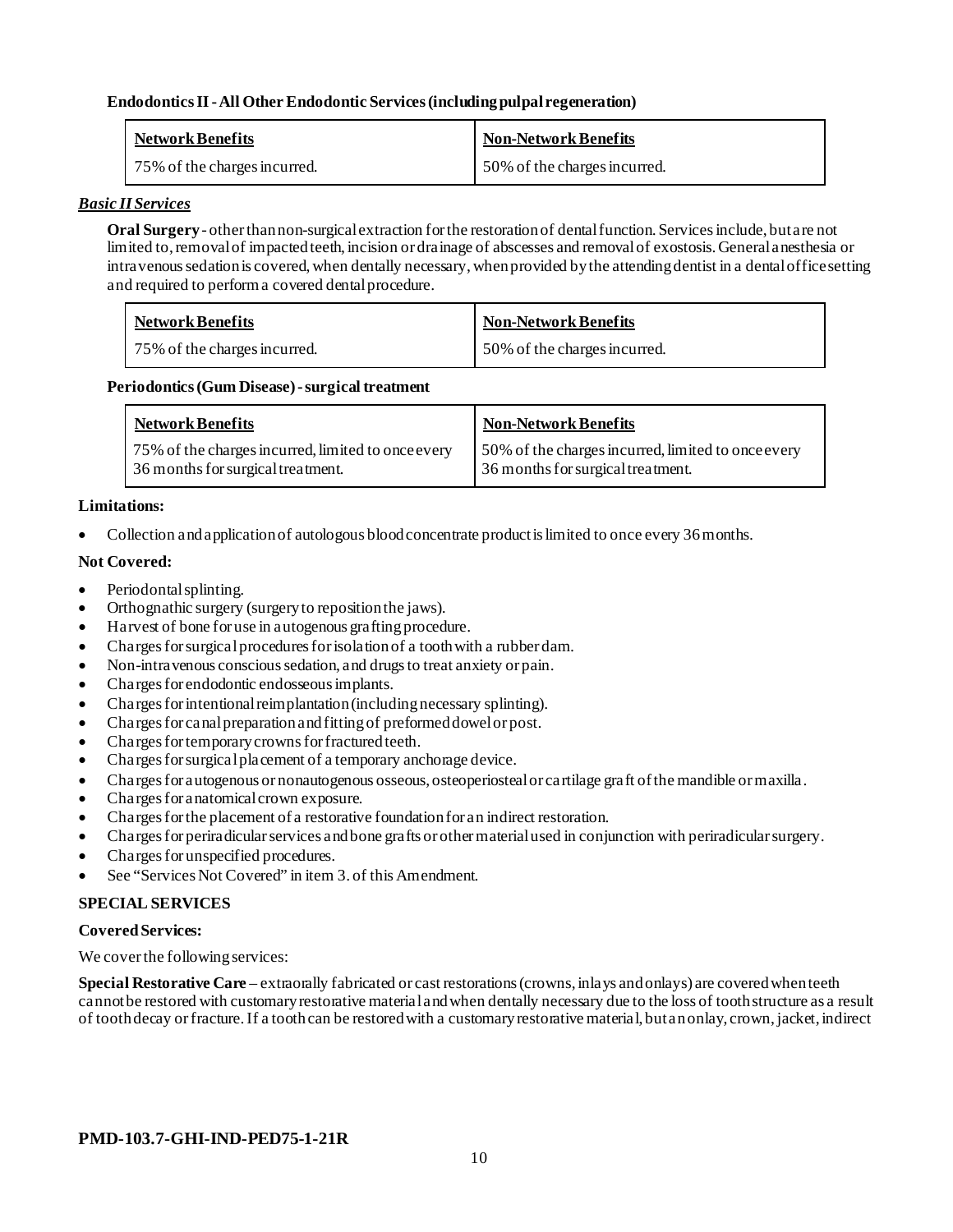**Endodontics II - All Other Endodontic Services (including pulpal regeneration)**

| Network Benefits | Non-Network Benefits |
| --- | --- |
| 75% of the charges incurred. | 50% of the charges incurred. |

***Basic II Services***

**Oral Surgery** - other than non-surgical extraction for the restoration of dental function. Services include, but are not limited to, removal of impacted teeth, incision or drainage of abscesses and removal of exostosis. General anesthesia or intravenous sedation is covered, when dentally necessary, when provided by the attending dentist in a dental office setting and required to perform a covered dental procedure.

| Network Benefits | Non-Network Benefits |
| --- | --- |
| 75% of the charges incurred. | 50% of the charges incurred. |

**Periodontics (Gum Disease) - surgical treatment**

| Network Benefits | Non-Network Benefits |
| --- | --- |
| 75% of the charges incurred, limited to once every 36 months for surgical treatment. | 50% of the charges incurred, limited to once every 36 months for surgical treatment. |

**Limitations:**

- Collection and application of autologous blood concentrate product is limited to once every 36 months.

**Not Covered:**

- Periodontal splinting.
- Orthognathic surgery (surgery to reposition the jaws).
- Harvest of bone for use in autogenous grafting procedure.
- Charges for surgical procedures for isolation of a tooth with a rubber dam.
- Non-intravenous conscious sedation, and drugs to treat anxiety or pain.
- Charges for endodontic endosseous implants.
- Charges for intentional reimplantation (including necessary splinting).
- Charges for canal preparation and fitting of preformed dowel or post.
- Charges for temporary crowns for fractured teeth.
- Charges for surgical placement of a temporary anchorage device.
- Charges for autogenous or nonautogenous osseous, osteoperiosteal or cartilage graft of the mandible or maxilla.
- Charges for anatomical crown exposure.
- Charges for the placement of a restorative foundation for an indirect restoration.
- Charges for periradicular services and bone grafts or other material used in conjunction with periradicular surgery.
- Charges for unspecified procedures.
- See "Services Not Covered" in item 3. of this Amendment.

**SPECIAL SERVICES**

**Covered Services:**

We cover the following services:

**Special Restorative Care** – extraorally fabricated or cast restorations (crowns, inlays and onlays) are covered when teeth cannot be restored with customary restorative material and when dentally necessary due to the loss of tooth structure as a result of tooth decay or fracture. If a tooth can be restored with a customary restorative material, but an onlay, crown, jacket, indirect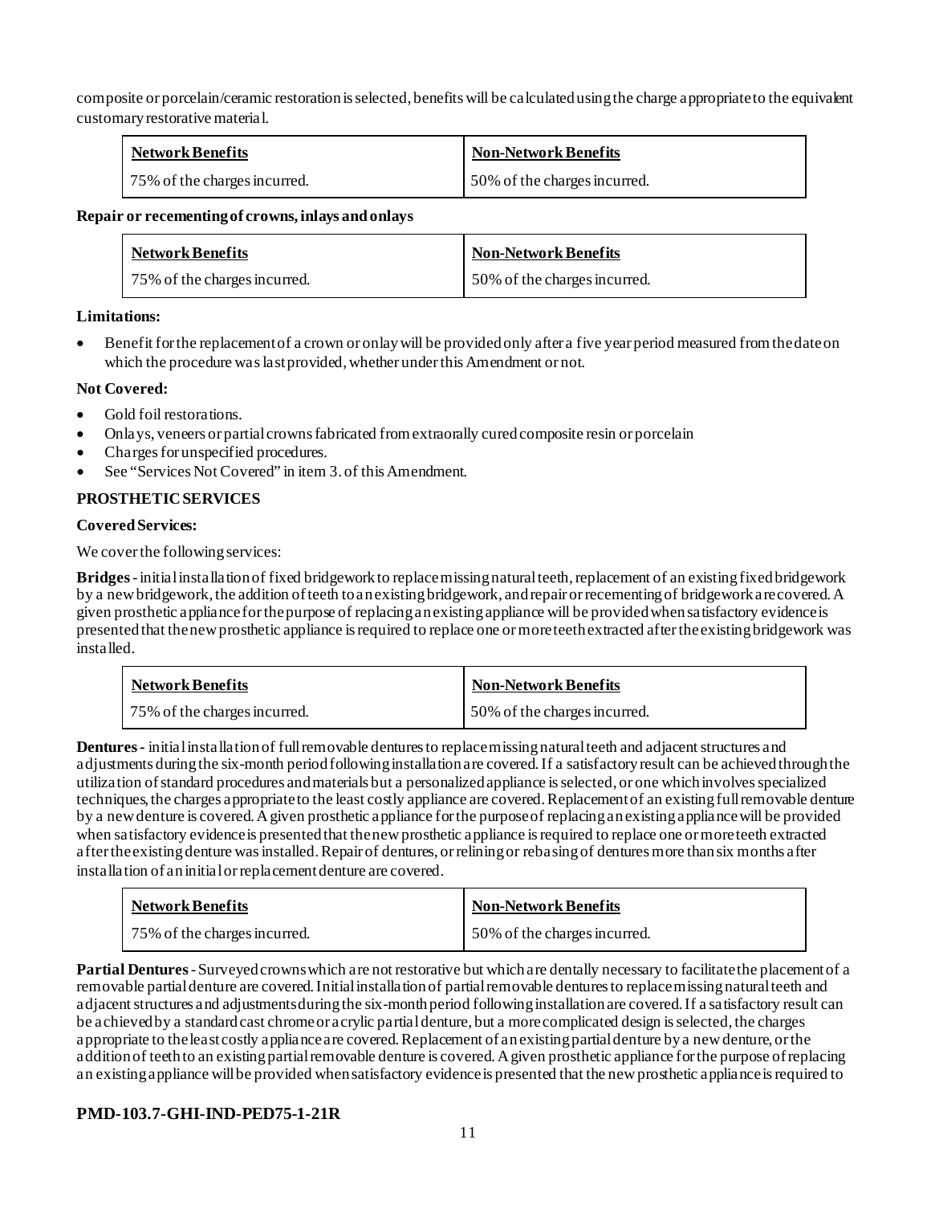composite or porcelain/ceramic restoration is selected, benefits will be calculated using the charge appropriate to the equivalent customary restorative material.

| Network Benefits | Non-Network Benefits |
| --- | --- |
| 75% of the charges incurred. | 50% of the charges incurred. |

**Repair or recementing of crowns, inlays and onlays**

| Network Benefits | Non-Network Benefits |
| --- | --- |
| 75% of the charges incurred. | 50% of the charges incurred. |

**Limitations:**

- Benefit for the replacement of a crown or onlay will be provided only after a five year period measured from the date on which the procedure was last provided, whether under this Amendment or not.

**Not Covered:**

- Gold foil restorations.
- Onlays, veneers or partial crowns fabricated from extraorally cured composite resin or porcelain
- Charges for unspecified procedures.
- See "Services Not Covered" in item 3. of this Amendment.

**PROSTHETIC SERVICES**

**Covered Services:**

We cover the following services:

**Bridges** - initial installation of fixed bridgework to replace missing natural teeth, replacement of an existing fixed bridgework by a new bridgework, the addition of teeth to an existing bridgework, and repair or recementing of bridgework are covered. A given prosthetic appliance for the purpose of replacing an existing appliance will be provided when satisfactory evidence is presented that the new prosthetic appliance is required to replace one or more teeth extracted after the existing bridgework was installed.

| Network Benefits | Non-Network Benefits |
| --- | --- |
| 75% of the charges incurred. | 50% of the charges incurred. |

**Dentures** - initial installation of full removable dentures to replace missing natural teeth and adjacent structures and adjustments during the six-month period following installation are covered. If a satisfactory result can be achieved through the utilization of standard procedures and materials but a personalized appliance is selected, or one which involves specialized techniques, the charges appropriate to the least costly appliance are covered. Replacement of an existing full removable denture by a new denture is covered. A given prosthetic appliance for the purpose of replacing an existing appliance will be provided when satisfactory evidence is presented that the new prosthetic appliance is required to replace one or more teeth extracted after the existing denture was installed. Repair of dentures, or relining or rebasing of dentures more than six months after installation of an initial or replacement denture are covered.

| Network Benefits | Non-Network Benefits |
| --- | --- |
| 75% of the charges incurred. | 50% of the charges incurred. |

**Partial Dentures** - Surveyed crowns which are not restorative but which are dentally necessary to facilitate the placement of a removable partial denture are covered. Initial installation of partial removable dentures to replace missing natural teeth and adjacent structures and adjustments during the six-month period following installation are covered. If a satisfactory result can be achieved by a standard cast chrome or acrylic partial denture, but a more complicated design is selected, the charges appropriate to the least costly appliance are covered. Replacement of an existing partial denture by a new denture, or the addition of teeth to an existing partial removable denture is covered. A given prosthetic appliance for the purpose of replacing an existing appliance will be provided when satisfactory evidence is presented that the new prosthetic appliance is required to

**PMD-103.7-GHI-IND-PED75-1-21R**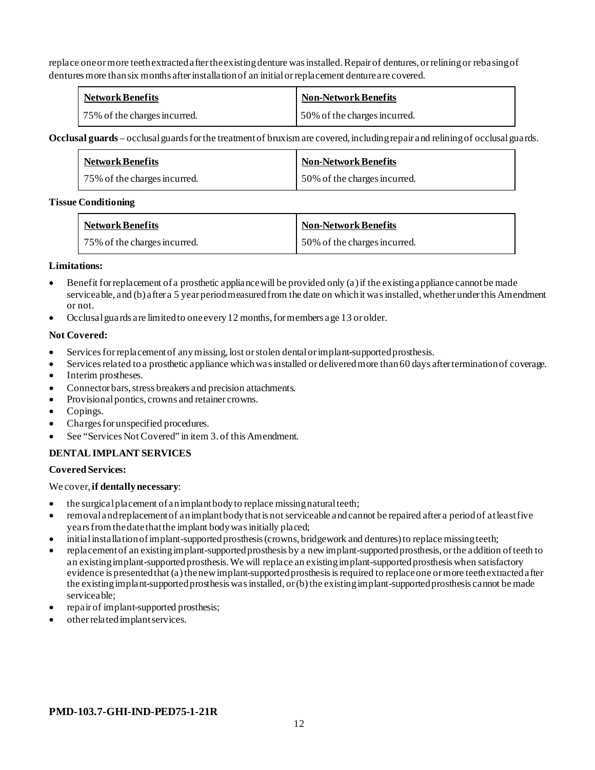replace one or more teeth extracted after the existing denture was installed. Repair of dentures, or relining or rebasing of dentures more than six months after installation of an initial or replacement denture are covered.

| Network Benefits | Non-Network Benefits |
| --- | --- |
| 75% of the charges incurred. | 50% of the charges incurred. |

**Occlusal guards** – occlusal guards for the treatment of bruxism are covered, including repair and relining of occlusal guards.

| Network Benefits | Non-Network Benefits |
| --- | --- |
| 75% of the charges incurred. | 50% of the charges incurred. |

**Tissue Conditioning**

| Network Benefits | Non-Network Benefits |
| --- | --- |
| 75% of the charges incurred. | 50% of the charges incurred. |

**Limitations:**

- Benefit for replacement of a prosthetic appliance will be provided only (a) if the existing appliance cannot be made serviceable, and (b) after a 5 year period measured from the date on which it was installed, whether under this Amendment or not.
- Occlusal guards are limited to one every 12 months, for members age 13 or older.

**Not Covered:**

- Services for replacement of any missing, lost or stolen dental or implant-supported prosthesis.
- Services related to a prosthetic appliance which was installed or delivered more than 60 days after termination of coverage.
- Interim prostheses.
- Connector bars, stress breakers and precision attachments.
- Provisional pontics, crowns and retainer crowns.
- Copings.
- Charges for unspecified procedures.
- See "Services Not Covered" in item 3. of this Amendment.

**DENTAL IMPLANT SERVICES**

**Covered Services:**

We cover, **if dentally necessary**:

- the surgical placement of an implant body to replace missing natural teeth;
- removal and replacement of an implant body that is not serviceable and cannot be repaired after a period of at least five years from the date that the implant body was initially placed;
- initial installation of implant-supported prosthesis (crowns, bridgework and dentures) to replace missing teeth;
- replacement of an existing implant-supported prosthesis by a new implant-supported prosthesis, or the addition of teeth to an existing implant-supported prosthesis. We will replace an existing implant-supported prosthesis when satisfactory evidence is presented that (a) the new implant-supported prosthesis is required to replace one or more teeth extracted after the existing implant-supported prosthesis was installed, or (b) the existing implant-supported prosthesis cannot be made serviceable;
- repair of implant-supported prosthesis;
- other related implant services.

**PMD-103.7-GHI-IND-PED75-1-21R**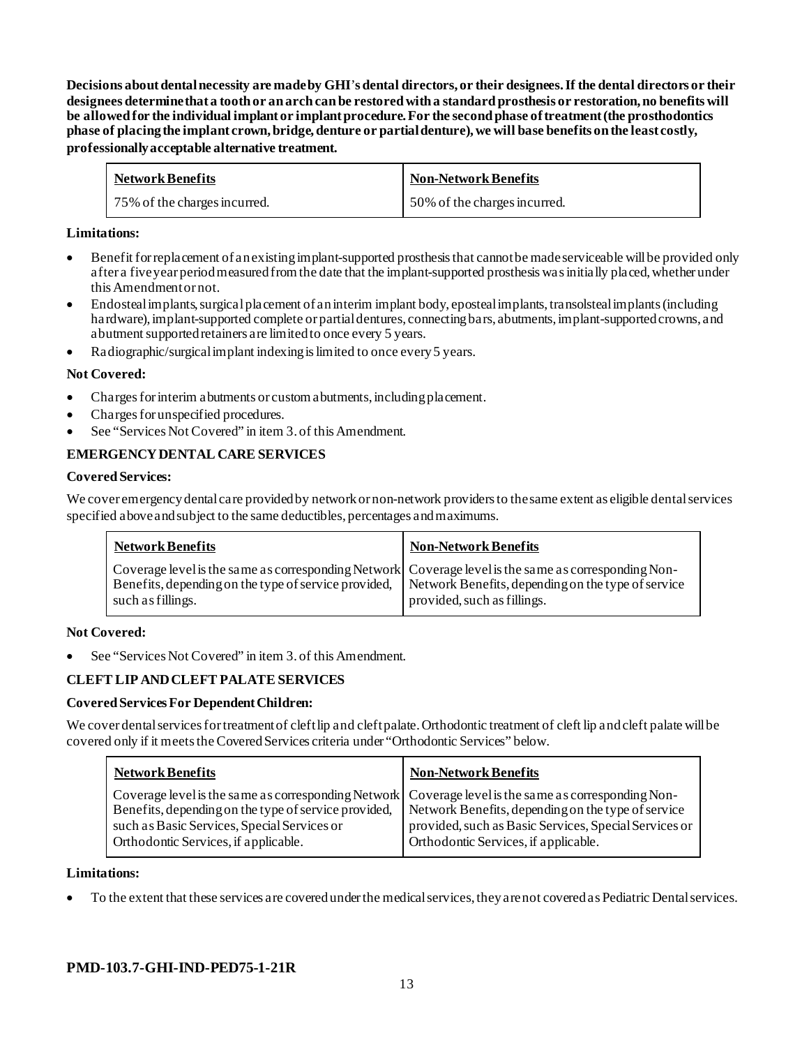**Decisions about dental necessity are made by GHI's dental directors, or their designees. If the dental directors or their designees determine that a tooth or an arch can be restored with a standard prosthesis or restoration, no benefits will be allowed for the individual implant or implant procedure. For the second phase of treatment (the prosthodontics phase of placing the implant crown, bridge, denture or partial denture), we will base benefits on the least costly, professionally acceptable alternative treatment.**

| Network Benefits | Non-Network Benefits |
|---|---|
| 75% of the charges incurred. | 50% of the charges incurred. |

**Limitations:**

- Benefit for replacement of an existing implant-supported prosthesis that cannot be made serviceable will be provided only after a five year period measured from the date that the implant-supported prosthesis was initially placed, whether under this Amendment or not.
- Endosteal implants, surgical placement of an interim implant body, eposteal implants, transolsteal implants (including hardware), implant-supported complete or partial dentures, connecting bars, abutments, implant-supported crowns, and abutment supported retainers are limited to once every 5 years.
- Radiographic/surgical implant indexing is limited to once every 5 years.

**Not Covered:**

- Charges for interim abutments or custom abutments, including placement.
- Charges for unspecified procedures.
- See "Services Not Covered" in item 3. of this Amendment.

**EMERGENCY DENTAL CARE SERVICES**

**Covered Services:**

We cover emergency dental care provided by network or non-network providers to the same extent as eligible dental services specified above and subject to the same deductibles, percentages and maximums.

| Network Benefits | Non-Network Benefits |
|---|---|
| Coverage level is the same as corresponding Network Benefits, depending on the type of service provided, such as fillings. | Coverage level is the same as corresponding Non-Network Benefits, depending on the type of service provided, such as fillings. |

**Not Covered:**

- See "Services Not Covered" in item 3. of this Amendment.

**CLEFT LIP AND CLEFT PALATE SERVICES**

**Covered Services For Dependent Children:**

We cover dental services for treatment of cleft lip and cleft palate. Orthodontic treatment of cleft lip and cleft palate will be covered only if it meets the Covered Services criteria under "Orthodontic Services" below.

| Network Benefits | Non-Network Benefits |
|---|---|
| Coverage level is the same as corresponding Network Benefits, depending on the type of service provided, such as Basic Services, Special Services or Orthodontic Services, if applicable. | Coverage level is the same as corresponding Non-Network Benefits, depending on the type of service provided, such as Basic Services, Special Services or Orthodontic Services, if applicable. |

**Limitations:**

- To the extent that these services are covered under the medical services, they are not covered as Pediatric Dental services.

**PMD-103.7-GHI-IND-PED75-1-21R**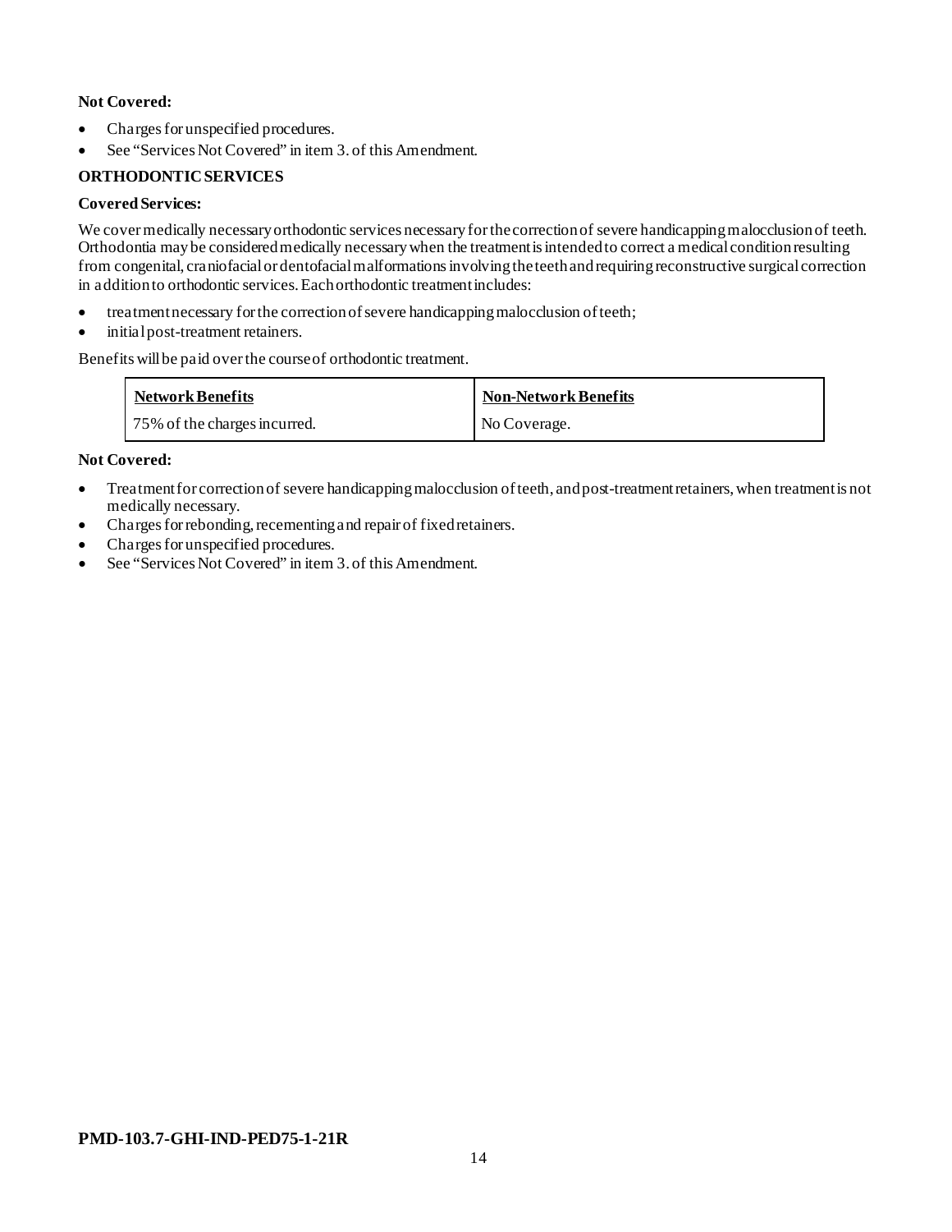**Not Covered:**

- Charges for unspecified procedures.
- See "Services Not Covered" in item 3. of this Amendment.

**ORTHODONTIC SERVICES**

**Covered Services:**

We cover medically necessary orthodontic services necessary for the correction of severe handicapping malocclusion of teeth. Orthodontia may be considered medically necessary when the treatment is intended to correct a medical condition resulting from congenital, craniofacial or dentofacial malformations involving the teeth and requiring reconstructive surgical correction in addition to orthodontic services. Each orthodontic treatment includes:

- treatment necessary for the correction of severe handicapping malocclusion of teeth;
- initial post-treatment retainers.

Benefits will be paid over the course of orthodontic treatment.

| Network Benefits | Non-Network Benefits |
|---|---|
| 75% of the charges incurred. | No Coverage. |

**Not Covered:**

- Treatment for correction of severe handicapping malocclusion of teeth, and post-treatment retainers, when treatment is not medically necessary.
- Charges for rebonding, recementing and repair of fixed retainers.
- Charges for unspecified procedures.
- See "Services Not Covered" in item 3. of this Amendment.

**PMD-103.7-GHI-IND-PED75-1-21R**